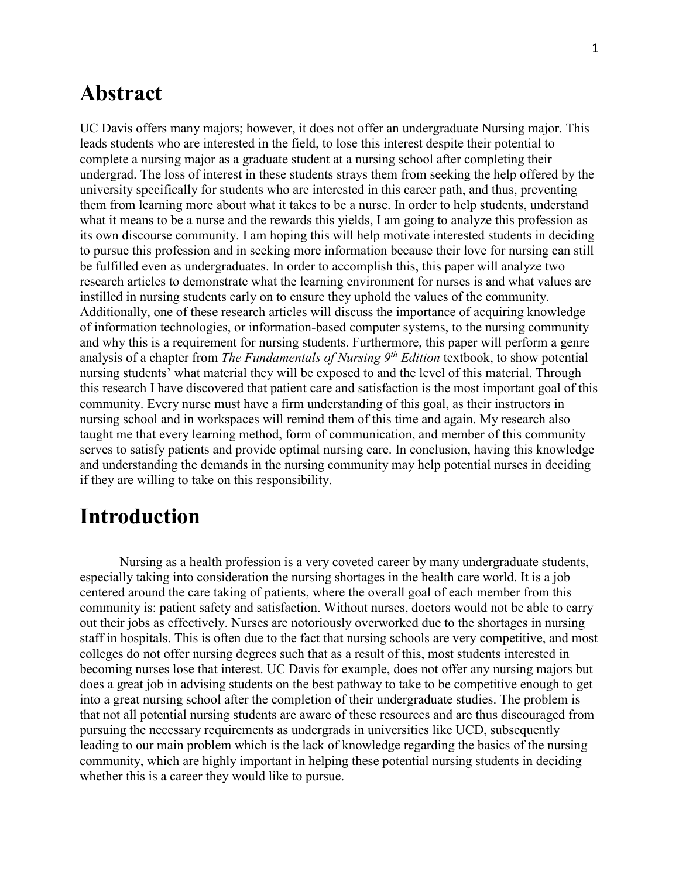# Abstract

UC Davis offers many majors; however, it does not offer an undergraduate Nursing major. This leads students who are interested in the field, to lose this interest despite their potential to complete a nursing major as a graduate student at a nursing school after completing their undergrad. The loss of interest in these students strays them from seeking the help offered by the university specifically for students who are interested in this career path, and thus, preventing them from learning more about what it takes to be a nurse. In order to help students, understand what it means to be a nurse and the rewards this yields, I am going to analyze this profession as its own discourse community. I am hoping this will help motivate interested students in deciding to pursue this profession and in seeking more information because their love for nursing can still be fulfilled even as undergraduates. In order to accomplish this, this paper will analyze two research articles to demonstrate what the learning environment for nurses is and what values are instilled in nursing students early on to ensure they uphold the values of the community. Additionally, one of these research articles will discuss the importance of acquiring knowledge of information technologies, or information-based computer systems, to the nursing community and why this is a requirement for nursing students. Furthermore, this paper will perform a genre analysis of a chapter from *The Fundamentals of Nursing 9th Edition* textbook, to show potential nursing students' what material they will be exposed to and the level of this material. Through this research I have discovered that patient care and satisfaction is the most important goal of this community. Every nurse must have a firm understanding of this goal, as their instructors in nursing school and in workspaces will remind them of this time and again. My research also taught me that every learning method, form of communication, and member of this community serves to satisfy patients and provide optimal nursing care. In conclusion, having this knowledge and understanding the demands in the nursing community may help potential nurses in deciding if they are willing to take on this responsibility.

# Introduction

Nursing as a health profession is a very coveted career by many undergraduate students, especially taking into consideration the nursing shortages in the health care world. It is a job centered around the care taking of patients, where the overall goal of each member from this community is: patient safety and satisfaction. Without nurses, doctors would not be able to carry out their jobs as effectively. Nurses are notoriously overworked due to the shortages in nursing staff in hospitals. This is often due to the fact that nursing schools are very competitive, and most colleges do not offer nursing degrees such that as a result of this, most students interested in becoming nurses lose that interest. UC Davis for example, does not offer any nursing majors but does a great job in advising students on the best pathway to take to be competitive enough to get into a great nursing school after the completion of their undergraduate studies. The problem is that not all potential nursing students are aware of these resources and are thus discouraged from pursuing the necessary requirements as undergrads in universities like UCD, subsequently leading to our main problem which is the lack of knowledge regarding the basics of the nursing community, which are highly important in helping these potential nursing students in deciding whether this is a career they would like to pursue.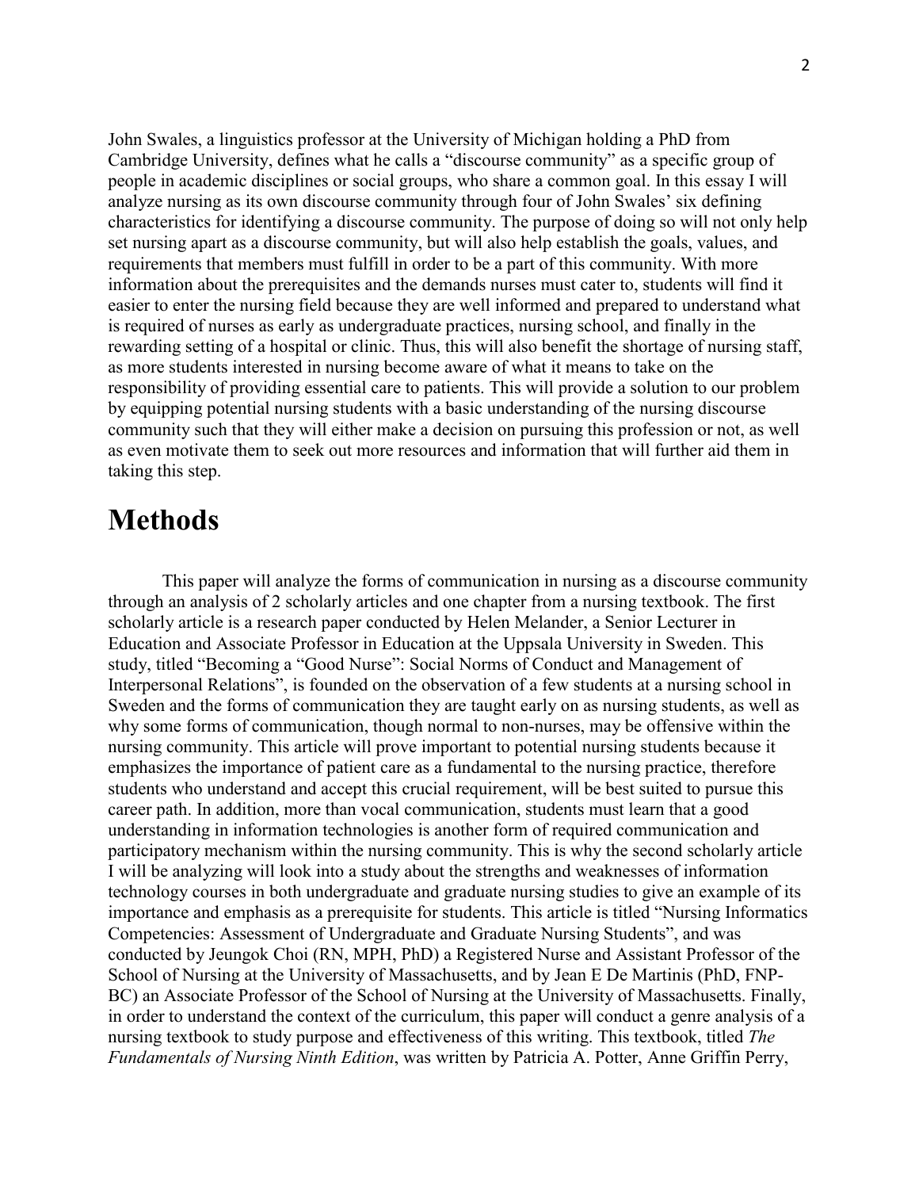John Swales, a linguistics professor at the University of Michigan holding a PhD from Cambridge University, defines what he calls a "discourse community" as a specific group of people in academic disciplines or social groups, who share a common goal. In this essay I will analyze nursing as its own discourse community through four of John Swales' six defining characteristics for identifying a discourse community. The purpose of doing so will not only help set nursing apart as a discourse community, but will also help establish the goals, values, and requirements that members must fulfill in order to be a part of this community. With more information about the prerequisites and the demands nurses must cater to, students will find it easier to enter the nursing field because they are well informed and prepared to understand what is required of nurses as early as undergraduate practices, nursing school, and finally in the rewarding setting of a hospital or clinic. Thus, this will also benefit the shortage of nursing staff, as more students interested in nursing become aware of what it means to take on the responsibility of providing essential care to patients. This will provide a solution to our problem by equipping potential nursing students with a basic understanding of the nursing discourse community such that they will either make a decision on pursuing this profession or not, as well as even motivate them to seek out more resources and information that will further aid them in taking this step.

# Methods

This paper will analyze the forms of communication in nursing as a discourse community through an analysis of 2 scholarly articles and one chapter from a nursing textbook. The first scholarly article is a research paper conducted by Helen Melander, a Senior Lecturer in Education and Associate Professor in Education at the Uppsala University in Sweden. This study, titled "Becoming a "Good Nurse": Social Norms of Conduct and Management of Interpersonal Relations", is founded on the observation of a few students at a nursing school in Sweden and the forms of communication they are taught early on as nursing students, as well as why some forms of communication, though normal to non-nurses, may be offensive within the nursing community. This article will prove important to potential nursing students because it emphasizes the importance of patient care as a fundamental to the nursing practice, therefore students who understand and accept this crucial requirement, will be best suited to pursue this career path. In addition, more than vocal communication, students must learn that a good understanding in information technologies is another form of required communication and participatory mechanism within the nursing community. This is why the second scholarly article I will be analyzing will look into a study about the strengths and weaknesses of information technology courses in both undergraduate and graduate nursing studies to give an example of its importance and emphasis as a prerequisite for students. This article is titled "Nursing Informatics Competencies: Assessment of Undergraduate and Graduate Nursing Students", and was conducted by Jeungok Choi (RN, MPH, PhD) a Registered Nurse and Assistant Professor of the School of Nursing at the University of Massachusetts, and by Jean E De Martinis (PhD, FNP-BC) an Associate Professor of the School of Nursing at the University of Massachusetts. Finally, in order to understand the context of the curriculum, this paper will conduct a genre analysis of a nursing textbook to study purpose and effectiveness of this writing. This textbook, titled *The Fundamentals of Nursing Ninth Edition*, was written by Patricia A. Potter, Anne Griffin Perry,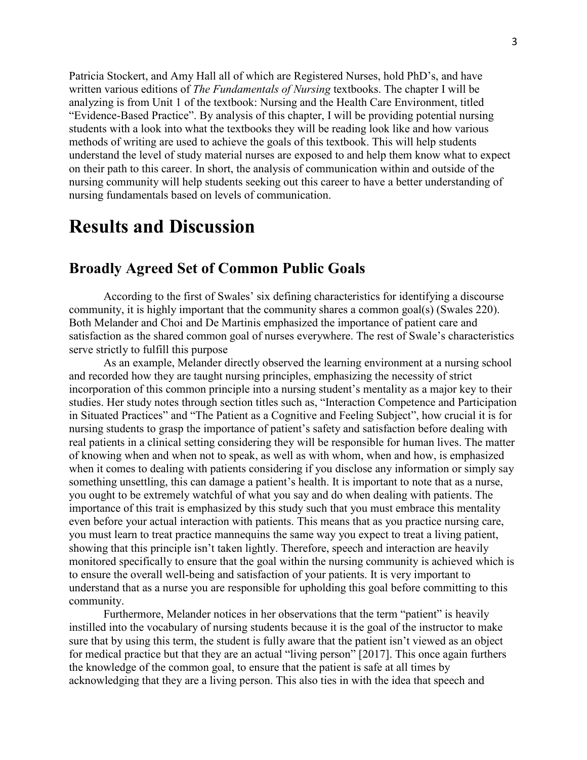Patricia Stockert, and Amy Hall all of which are Registered Nurses, hold PhD's, and have written various editions of *The Fundamentals of Nursing* textbooks. The chapter I will be analyzing is from Unit 1 of the textbook: Nursing and the Health Care Environment, titled "Evidence-Based Practice". By analysis of this chapter, I will be providing potential nursing students with a look into what the textbooks they will be reading look like and how various methods of writing are used to achieve the goals of this textbook. This will help students understand the level of study material nurses are exposed to and help them know what to expect on their path to this career. In short, the analysis of communication within and outside of the nursing community will help students seeking out this career to have a better understanding of nursing fundamentals based on levels of communication.

# Results and Discussion

## Broadly Agreed Set of Common Public Goals

According to the first of Swales' six defining characteristics for identifying a discourse community, it is highly important that the community shares a common goal(s) (Swales 220). Both Melander and Choi and De Martinis emphasized the importance of patient care and satisfaction as the shared common goal of nurses everywhere. The rest of Swale's characteristics serve strictly to fulfill this purpose

As an example, Melander directly observed the learning environment at a nursing school and recorded how they are taught nursing principles, emphasizing the necessity of strict incorporation of this common principle into a nursing student's mentality as a major key to their studies. Her study notes through section titles such as, "Interaction Competence and Participation in Situated Practices" and "The Patient as a Cognitive and Feeling Subject", how crucial it is for nursing students to grasp the importance of patient's safety and satisfaction before dealing with real patients in a clinical setting considering they will be responsible for human lives. The matter of knowing when and when not to speak, as well as with whom, when and how, is emphasized when it comes to dealing with patients considering if you disclose any information or simply say something unsettling, this can damage a patient's health. It is important to note that as a nurse, you ought to be extremely watchful of what you say and do when dealing with patients. The importance of this trait is emphasized by this study such that you must embrace this mentality even before your actual interaction with patients. This means that as you practice nursing care, you must learn to treat practice mannequins the same way you expect to treat a living patient, showing that this principle isn't taken lightly. Therefore, speech and interaction are heavily monitored specifically to ensure that the goal within the nursing community is achieved which is to ensure the overall well-being and satisfaction of your patients. It is very important to understand that as a nurse you are responsible for upholding this goal before committing to this community.

Furthermore, Melander notices in her observations that the term "patient" is heavily instilled into the vocabulary of nursing students because it is the goal of the instructor to make sure that by using this term, the student is fully aware that the patient isn't viewed as an object for medical practice but that they are an actual "living person" [2017]. This once again furthers the knowledge of the common goal, to ensure that the patient is safe at all times by acknowledging that they are a living person. This also ties in with the idea that speech and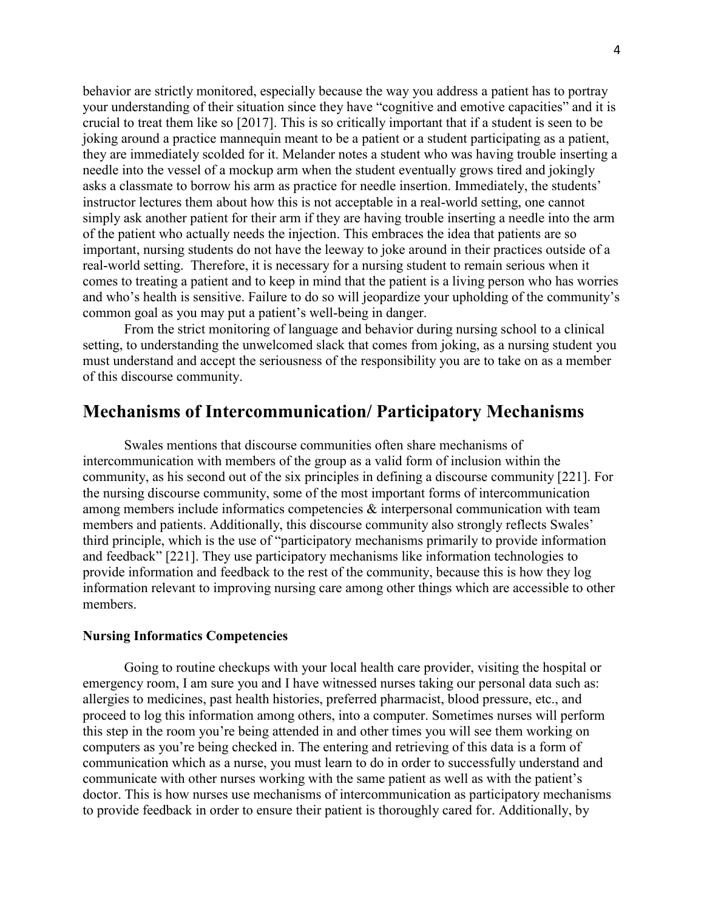behavior are strictly monitored, especially because the way you address a patient has to portray your understanding of their situation since they have "cognitive and emotive capacities" and it is crucial to treat them like so [2017]. This is so critically important that if a student is seen to be joking around a practice mannequin meant to be a patient or a student participating as a patient, they are immediately scolded for it. Melander notes a student who was having trouble inserting a needle into the vessel of a mockup arm when the student eventually grows tired and jokingly asks a classmate to borrow his arm as practice for needle insertion. Immediately, the students' instructor lectures them about how this is not acceptable in a real-world setting, one cannot simply ask another patient for their arm if they are having trouble inserting a needle into the arm of the patient who actually needs the injection. This embraces the idea that patients are so important, nursing students do not have the leeway to joke around in their practices outside of a real-world setting. Therefore, it is necessary for a nursing student to remain serious when it comes to treating a patient and to keep in mind that the patient is a living person who has worries and who's health is sensitive. Failure to do so will jeopardize your upholding of the community's common goal as you may put a patient's well-being in danger.

From the strict monitoring of language and behavior during nursing school to a clinical setting, to understanding the unwelcomed slack that comes from joking, as a nursing student you must understand and accept the seriousness of the responsibility you are to take on as a member of this discourse community.

## Mechanisms of Intercommunication/ Participatory Mechanisms

Swales mentions that discourse communities often share mechanisms of intercommunication with members of the group as a valid form of inclusion within the community, as his second out of the six principles in defining a discourse community [221]. For the nursing discourse community, some of the most important forms of intercommunication among members include informatics competencies & interpersonal communication with team members and patients. Additionally, this discourse community also strongly reflects Swales' third principle, which is the use of "participatory mechanisms primarily to provide information and feedback" [221]. They use participatory mechanisms like information technologies to provide information and feedback to the rest of the community, because this is how they log information relevant to improving nursing care among other things which are accessible to other members.

### Nursing Informatics Competencies

Going to routine checkups with your local health care provider, visiting the hospital or emergency room, I am sure you and I have witnessed nurses taking our personal data such as: allergies to medicines, past health histories, preferred pharmacist, blood pressure, etc., and proceed to log this information among others, into a computer. Sometimes nurses will perform this step in the room you're being attended in and other times you will see them working on computers as you're being checked in. The entering and retrieving of this data is a form of communication which as a nurse, you must learn to do in order to successfully understand and communicate with other nurses working with the same patient as well as with the patient's doctor. This is how nurses use mechanisms of intercommunication as participatory mechanisms to provide feedback in order to ensure their patient is thoroughly cared for. Additionally, by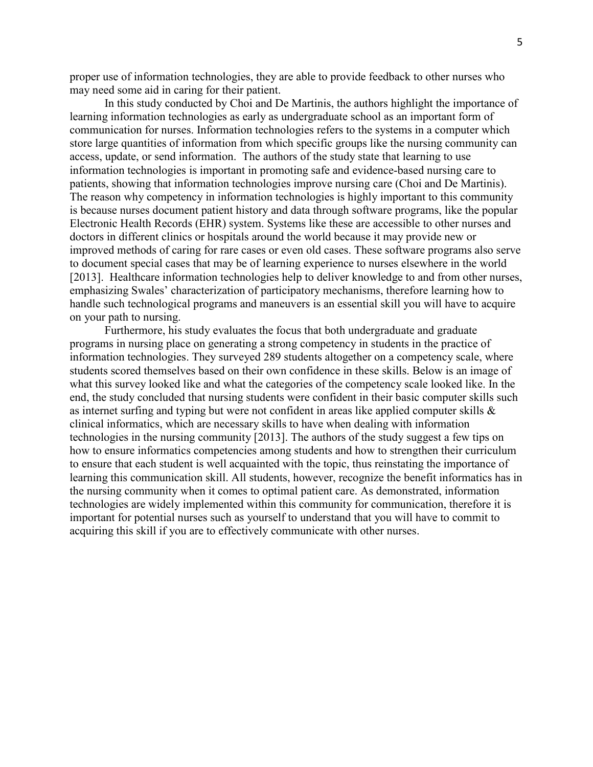proper use of information technologies, they are able to provide feedback to other nurses who may need some aid in caring for their patient.

In this study conducted by Choi and De Martinis, the authors highlight the importance of learning information technologies as early as undergraduate school as an important form of communication for nurses. Information technologies refers to the systems in a computer which store large quantities of information from which specific groups like the nursing community can access, update, or send information. The authors of the study state that learning to use information technologies is important in promoting safe and evidence-based nursing care to patients, showing that information technologies improve nursing care (Choi and De Martinis). The reason why competency in information technologies is highly important to this community is because nurses document patient history and data through software programs, like the popular Electronic Health Records (EHR) system. Systems like these are accessible to other nurses and doctors in different clinics or hospitals around the world because it may provide new or improved methods of caring for rare cases or even old cases. These software programs also serve to document special cases that may be of learning experience to nurses elsewhere in the world [2013]. Healthcare information technologies help to deliver knowledge to and from other nurses, emphasizing Swales' characterization of participatory mechanisms, therefore learning how to handle such technological programs and maneuvers is an essential skill you will have to acquire on your path to nursing.

Furthermore, his study evaluates the focus that both undergraduate and graduate programs in nursing place on generating a strong competency in students in the practice of information technologies. They surveyed 289 students altogether on a competency scale, where students scored themselves based on their own confidence in these skills. Below is an image of what this survey looked like and what the categories of the competency scale looked like. In the end, the study concluded that nursing students were confident in their basic computer skills such as internet surfing and typing but were not confident in areas like applied computer skills & clinical informatics, which are necessary skills to have when dealing with information technologies in the nursing community [2013]. The authors of the study suggest a few tips on how to ensure informatics competencies among students and how to strengthen their curriculum to ensure that each student is well acquainted with the topic, thus reinstating the importance of learning this communication skill. All students, however, recognize the benefit informatics has in the nursing community when it comes to optimal patient care. As demonstrated, information technologies are widely implemented within this community for communication, therefore it is important for potential nurses such as yourself to understand that you will have to commit to acquiring this skill if you are to effectively communicate with other nurses.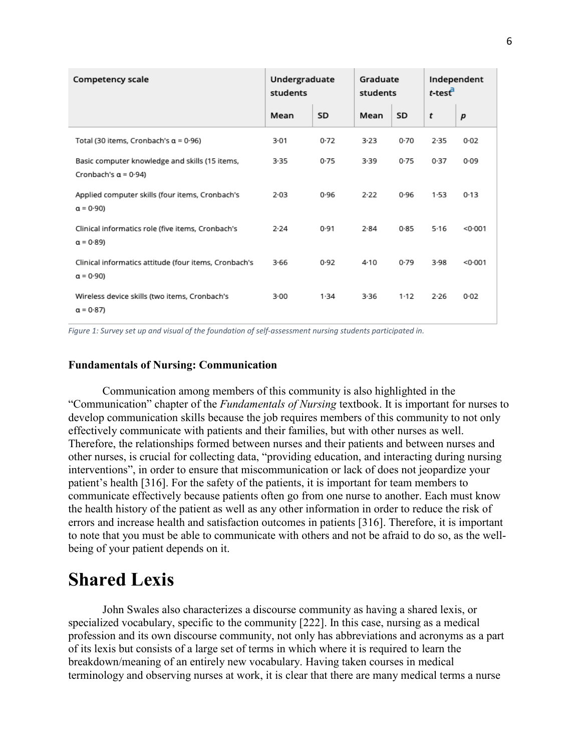| Competency scale | Undergraduate students | | Graduate students | | Independent $t$-test[a] | |
|---|---|---|---|---|---|---|
| | Mean | SD | Mean | SD | $t$ | $p$ |
| Total (30 items, Cronbach's α = 0·96) | 3·01 | 0·72 | 3·23 | 0·70 | 2·35 | 0·02 |
| Basic computer knowledge and skills (15 items, Cronbach's α = 0·94) | 3·35 | 0·75 | 3·39 | 0·75 | 0·37 | 0·09 |
| Applied computer skills (four items, Cronbach's α = 0·90) | 2·03 | 0·96 | 2·22 | 0·96 | 1·53 | 0·13 |
| Clinical informatics role (five items, Cronbach's α = 0·89) | 2·24 | 0·91 | 2·84 | 0·85 | 5·16 | <0·001 |
| Clinical informatics attitude (four items, Cronbach's α = 0·90) | 3·66 | 0·92 | 4·10 | 0·79 | 3·98 | <0·001 |
| Wireless device skills (two items, Cronbach's α = 0·87) | 3·00 | 1·34 | 3·36 | 1·12 | 2·26 | 0·02 |

*Figure 1: Survey set up and visual of the foundation of self-assessment nursing students participated in.*

### Fundamentals of Nursing: Communication

Communication among members of this community is also highlighted in the "Communication" chapter of the *Fundamentals of Nursing* textbook. It is important for nurses to develop communication skills because the job requires members of this community to not only effectively communicate with patients and their families, but with other nurses as well. Therefore, the relationships formed between nurses and their patients and between nurses and other nurses, is crucial for collecting data, "providing education, and interacting during nursing interventions", in order to ensure that miscommunication or lack of does not jeopardize your patient's health [316]. For the safety of the patients, it is important for team members to communicate effectively because patients often go from one nurse to another. Each must know the health history of the patient as well as any other information in order to reduce the risk of errors and increase health and satisfaction outcomes in patients [316]. Therefore, it is important to note that you must be able to communicate with others and not be afraid to do so, as the well-being of your patient depends on it.

# Shared Lexis

John Swales also characterizes a discourse community as having a shared lexis, or specialized vocabulary, specific to the community [222]. In this case, nursing as a medical profession and its own discourse community, not only has abbreviations and acronyms as a part of its lexis but consists of a large set of terms in which where it is required to learn the breakdown/meaning of an entirely new vocabulary. Having taken courses in medical terminology and observing nurses at work, it is clear that there are many medical terms a nurse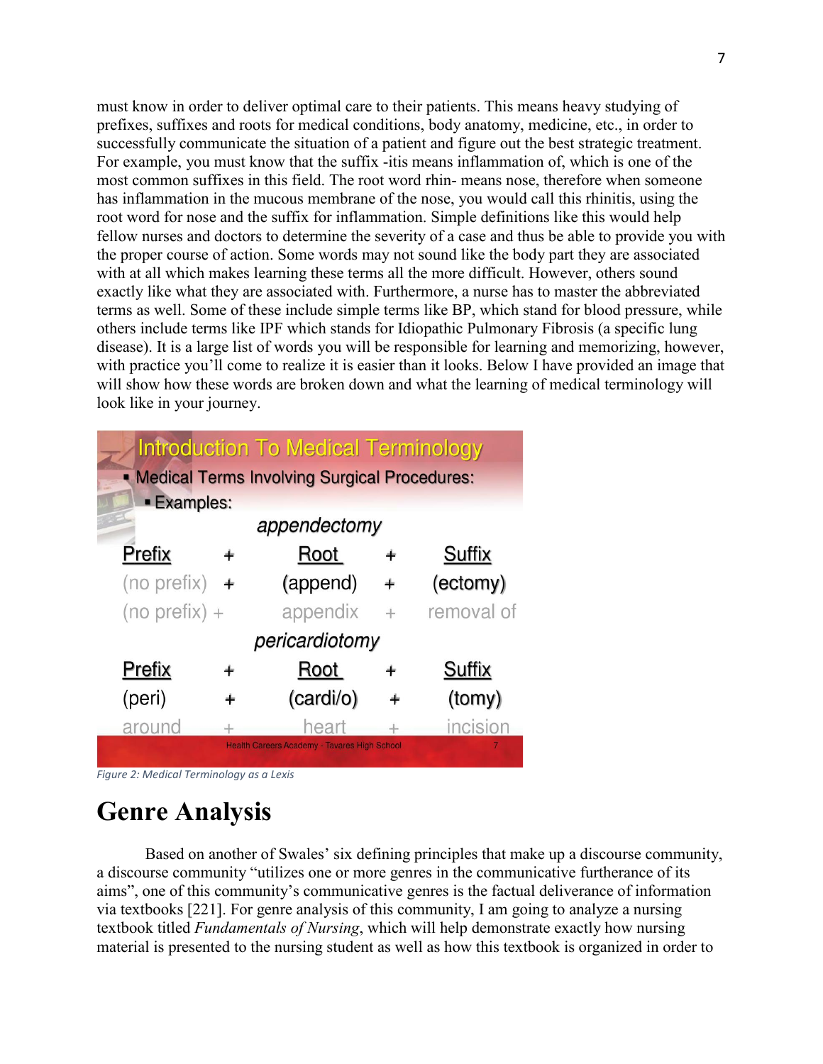must know in order to deliver optimal care to their patients. This means heavy studying of prefixes, suffixes and roots for medical conditions, body anatomy, medicine, etc., in order to successfully communicate the situation of a patient and figure out the best strategic treatment. For example, you must know that the suffix -itis means inflammation of, which is one of the most common suffixes in this field. The root word rhin- means nose, therefore when someone has inflammation in the mucous membrane of the nose, you would call this rhinitis, using the root word for nose and the suffix for inflammation. Simple definitions like this would help fellow nurses and doctors to determine the severity of a case and thus be able to provide you with the proper course of action. Some words may not sound like the body part they are associated with at all which makes learning these terms all the more difficult. However, others sound exactly like what they are associated with. Furthermore, a nurse has to master the abbreviated terms as well. Some of these include simple terms like BP, which stand for blood pressure, while others include terms like IPF which stands for Idiopathic Pulmonary Fibrosis (a specific lung disease). It is a large list of words you will be responsible for learning and memorizing, however, with practice you'll come to realize it is easier than it looks. Below I have provided an image that will show how these words are broken down and what the learning of medical terminology will look like in your journey.

**Introduction To Medical Terminology**

- Medical Terms Involving Surgical Procedures:
  - Examples:

*appendectomy*

| Prefix | + | Root | + | Suffix |
|---|---|---|---|---|
| (no prefix) | + | (append) | + | (ectomy) |
| (no prefix) | + | appendix | + | removal of |

*pericardiotomy*

| Prefix | + | Root | + | Suffix |
|---|---|---|---|---|
| (peri) | + | (cardi/o) | + | (tomy) |
| around | + | heart | + | incision |

Health Careers Academy - Tavares High School

*Figure 2: Medical Terminology as a Lexis*

# Genre Analysis

Based on another of Swales' six defining principles that make up a discourse community, a discourse community "utilizes one or more genres in the communicative furtherance of its aims", one of this community's communicative genres is the factual deliverance of information via textbooks [221]. For genre analysis of this community, I am going to analyze a nursing textbook titled *Fundamentals of Nursing*, which will help demonstrate exactly how nursing material is presented to the nursing student as well as how this textbook is organized in order to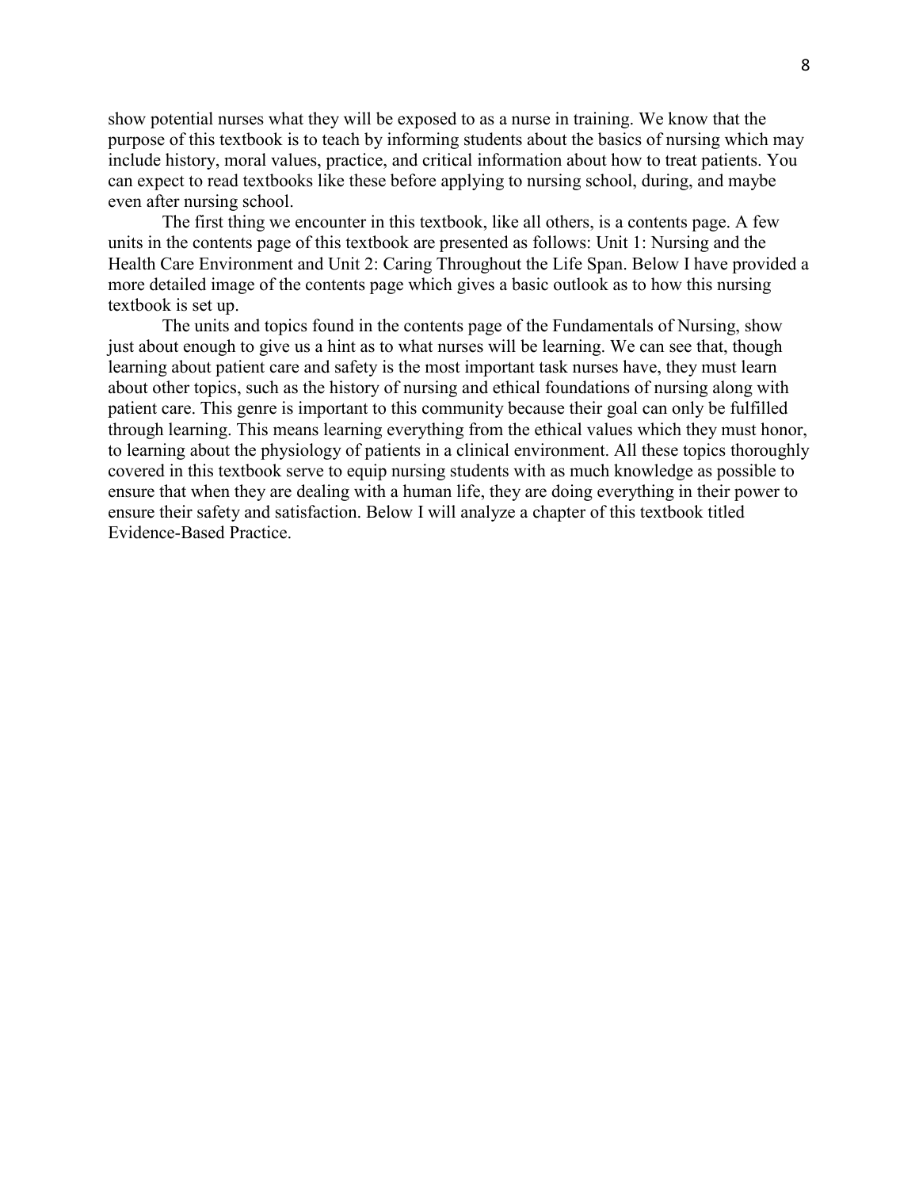show potential nurses what they will be exposed to as a nurse in training. We know that the purpose of this textbook is to teach by informing students about the basics of nursing which may include history, moral values, practice, and critical information about how to treat patients. You can expect to read textbooks like these before applying to nursing school, during, and maybe even after nursing school.

The first thing we encounter in this textbook, like all others, is a contents page. A few units in the contents page of this textbook are presented as follows: Unit 1: Nursing and the Health Care Environment and Unit 2: Caring Throughout the Life Span. Below I have provided a more detailed image of the contents page which gives a basic outlook as to how this nursing textbook is set up.

The units and topics found in the contents page of the Fundamentals of Nursing, show just about enough to give us a hint as to what nurses will be learning. We can see that, though learning about patient care and safety is the most important task nurses have, they must learn about other topics, such as the history of nursing and ethical foundations of nursing along with patient care. This genre is important to this community because their goal can only be fulfilled through learning. This means learning everything from the ethical values which they must honor, to learning about the physiology of patients in a clinical environment. All these topics thoroughly covered in this textbook serve to equip nursing students with as much knowledge as possible to ensure that when they are dealing with a human life, they are doing everything in their power to ensure their safety and satisfaction. Below I will analyze a chapter of this textbook titled Evidence-Based Practice.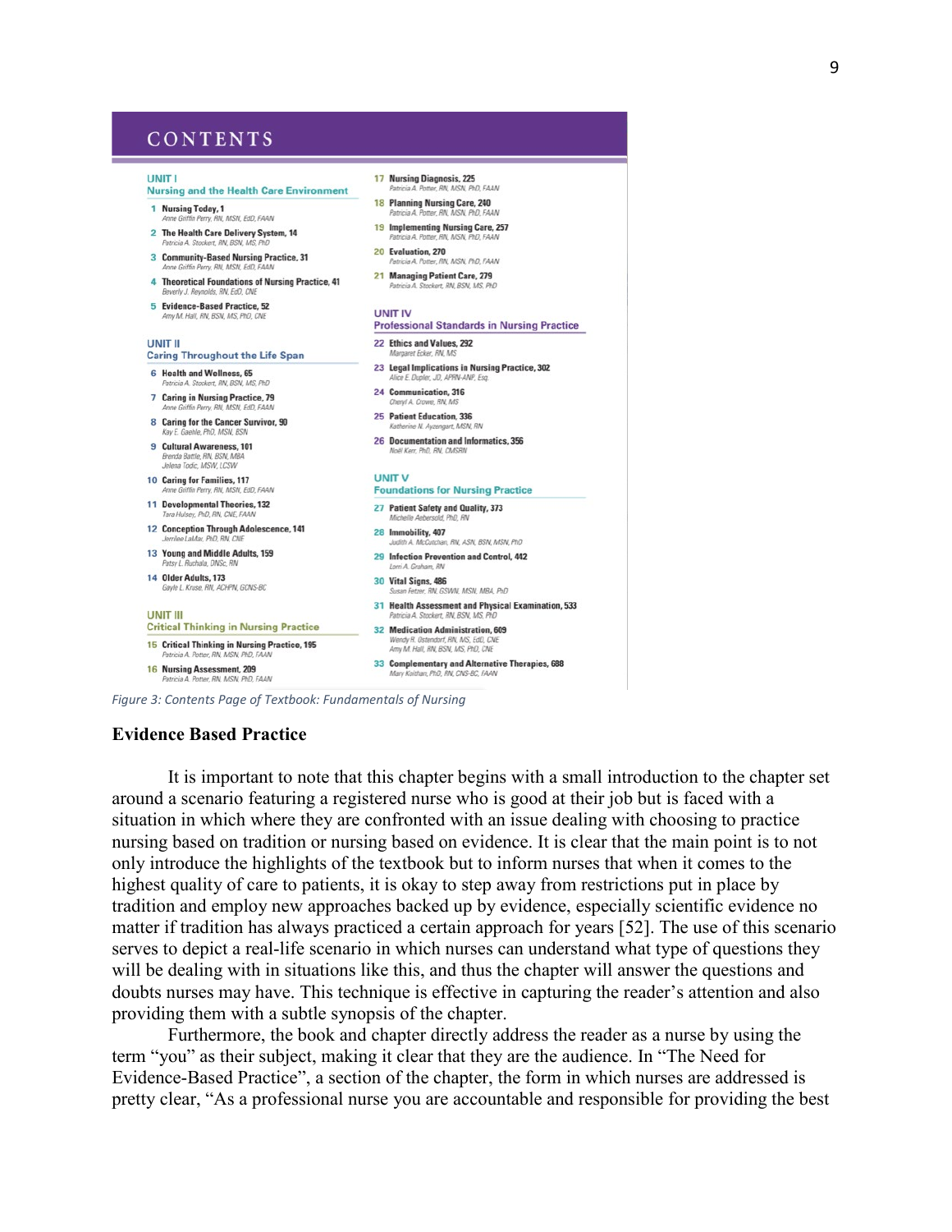# CONTENTS

**UNIT I**
**Nursing and the Health Care Environment**

1. **Nursing Today, 1**
   *Anne Griffin Perry, RN, MSN, EdD, FAAN*
2. **The Health Care Delivery System, 14**
   *Patricia A. Stockert, RN, BSN, MS, PhD*
3. **Community-Based Nursing Practice, 31**
   *Anne Griffin Perry, RN, MSN, EdD, FAAN*
4. **Theoretical Foundations of Nursing Practice, 41**
   *Beverly J. Reynolds, RN, EdD, CNE*
5. **Evidence-Based Practice, 52**
   *Amy M. Hall, RN, BSN, MS, PhD, CNE*

**UNIT II**
**Caring Throughout the Life Span**

6. **Health and Wellness, 65**
   *Patricia A. Stockert, RN, BSN, MS, PhD*
7. **Caring in Nursing Practice, 79**
   *Anne Griffin Perry, RN, MSN, EdD, FAAN*
8. **Caring for the Cancer Survivor, 90**
   *Kay E. Gaehle, PhD, MSN, BSN*
9. **Cultural Awareness, 101**
   *Brenda Battle, RN, BSN, MBA*
   *Jelena Todic, MSW, LCSW*
10. **Caring for Families, 117**
    *Anne Griffin Perry, RN, MSN, EdD, FAAN*
11. **Developmental Theories, 132**
    *Tara Hulsey, PhD, RN, CNE, FAAN*
12. **Conception Through Adolescence, 141**
    *Jerrilee LaMar, PhD, RN, CNE*
13. **Young and Middle Adults, 159**
    *Patsy L. Ruchala, DNSc, RN*
14. **Older Adults, 173**
    *Gayle L. Kruse, RN, ACHPN, GCNS-BC*

**UNIT III**
**Critical Thinking in Nursing Practice**

15. **Critical Thinking in Nursing Practice, 195**
    *Patricia A. Potter, RN, MSN, PhD, FAAN*
16. **Nursing Assessment, 209**
    *Patricia A. Potter, RN, MSN, PhD, FAAN*
17. **Nursing Diagnosis, 225**
    *Patricia A. Potter, RN, MSN, PhD, FAAN*
18. **Planning Nursing Care, 240**
    *Patricia A. Potter, RN, MSN, PhD, FAAN*
19. **Implementing Nursing Care, 257**
    *Patricia A. Potter, RN, MSN, PhD, FAAN*
20. **Evaluation, 270**
    *Patricia A. Potter, RN, MSN, PhD, FAAN*
21. **Managing Patient Care, 279**
    *Patricia A. Stockert, RN, BSN, MS, PhD*

**UNIT IV**
**Professional Standards in Nursing Practice**

22. **Ethics and Values, 292**
    *Margaret Ecker, RN, MS*
23. **Legal Implications in Nursing Practice, 302**
    *Alice E. Dupler, JD, APRN-ANP, Esq.*
24. **Communication, 316**
    *Cheryl A. Crowe, RN, MS*
25. **Patient Education, 336**
    *Katherine N. Ayzengart, MSN, RN*
26. **Documentation and Informatics, 356**
    *Noël Kerr, PhD, RN, CMSRN*

**UNIT V**
**Foundations for Nursing Practice**

27. **Patient Safety and Quality, 373**
    *Michelle Aebersold, PhD, RN*
28. **Immobility, 407**
    *Judith A. McCutchan, RN, ASN, BSN, MSN, PhD*
29. **Infection Prevention and Control, 442**
    *Lorri A. Graham, RN*
30. **Vital Signs, 486**
    *Susan Fetzer, RN, GSWN, MSN, MBA, PhD*
31. **Health Assessment and Physical Examination, 533**
    *Patricia A. Stockert, RN, BSN, MS, PhD*
32. **Medication Administration, 609**
    *Wendy R. Ostendorf, RN, MS, EdD, CNE*
    *Amy M. Hall, RN, BSN, MS, PhD, CNE*
33. **Complementary and Alternative Therapies, 688**
    *Mary Koithan, PhD, RN, CNS-BC, FAAN*

*Figure 3: Contents Page of Textbook: Fundamentals of Nursing*

**Evidence Based Practice**

It is important to note that this chapter begins with a small introduction to the chapter set around a scenario featuring a registered nurse who is good at their job but is faced with a situation in which where they are confronted with an issue dealing with choosing to practice nursing based on tradition or nursing based on evidence. It is clear that the main point is to not only introduce the highlights of the textbook but to inform nurses that when it comes to the highest quality of care to patients, it is okay to step away from restrictions put in place by tradition and employ new approaches backed up by evidence, especially scientific evidence no matter if tradition has always practiced a certain approach for years [52]. The use of this scenario serves to depict a real-life scenario in which nurses can understand what type of questions they will be dealing with in situations like this, and thus the chapter will answer the questions and doubts nurses may have. This technique is effective in capturing the reader's attention and also providing them with a subtle synopsis of the chapter.

Furthermore, the book and chapter directly address the reader as a nurse by using the term "you" as their subject, making it clear that they are the audience. In "The Need for Evidence-Based Practice", a section of the chapter, the form in which nurses are addressed is pretty clear, "As a professional nurse you are accountable and responsible for providing the best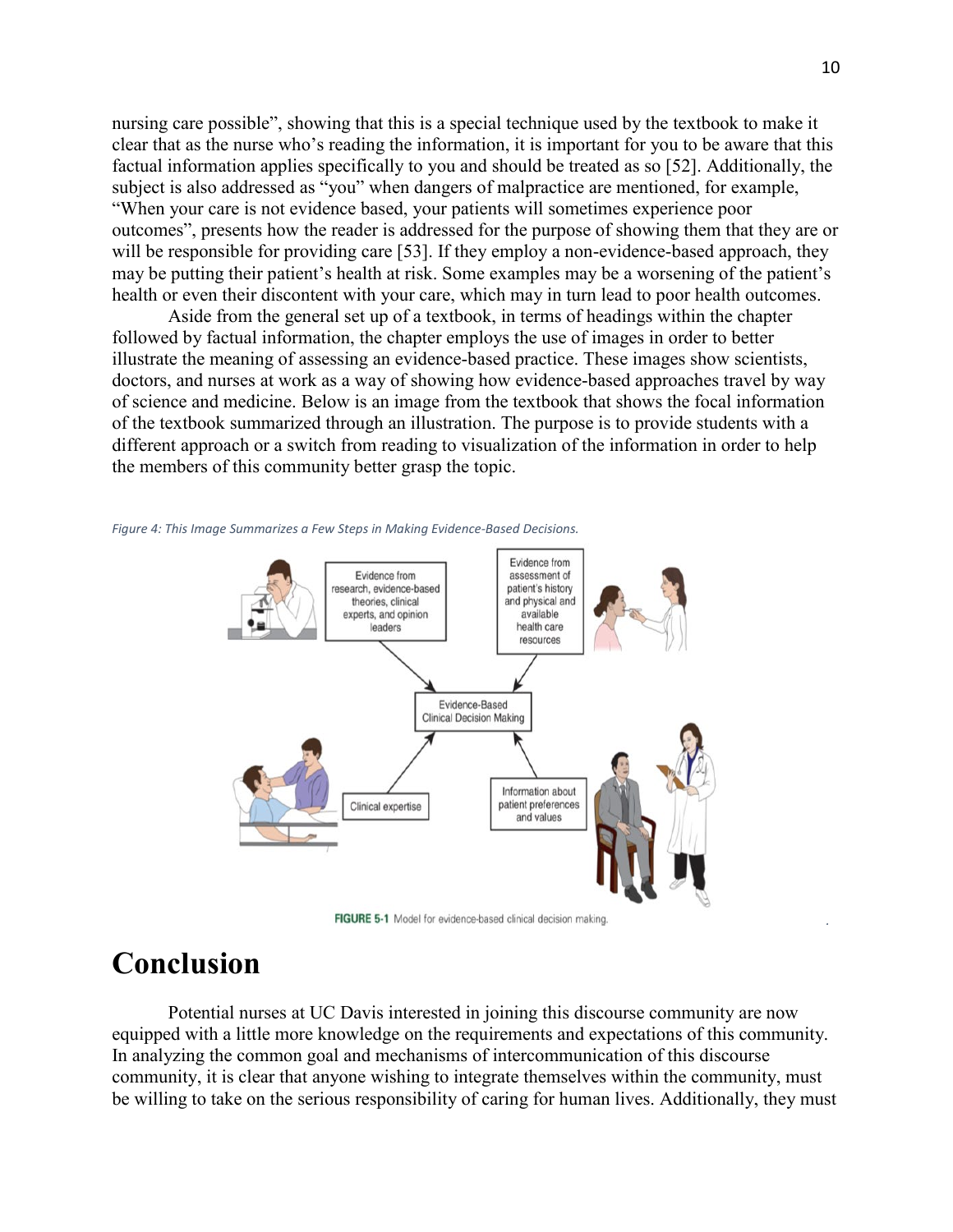nursing care possible", showing that this is a special technique used by the textbook to make it clear that as the nurse who's reading the information, it is important for you to be aware that this factual information applies specifically to you and should be treated as so [52]. Additionally, the subject is also addressed as "you" when dangers of malpractice are mentioned, for example, "When your care is not evidence based, your patients will sometimes experience poor outcomes", presents how the reader is addressed for the purpose of showing them that they are or will be responsible for providing care [53]. If they employ a non-evidence-based approach, they may be putting their patient's health at risk. Some examples may be a worsening of the patient's health or even their discontent with your care, which may in turn lead to poor health outcomes.

Aside from the general set up of a textbook, in terms of headings within the chapter followed by factual information, the chapter employs the use of images in order to better illustrate the meaning of assessing an evidence-based practice. These images show scientists, doctors, and nurses at work as a way of showing how evidence-based approaches travel by way of science and medicine. Below is an image from the textbook that shows the focal information of the textbook summarized through an illustration. The purpose is to provide students with a different approach or a switch from reading to visualization of the information in order to help the members of this community better grasp the topic.

*Figure 4: This Image Summarizes a Few Steps in Making Evidence-Based Decisions.*

**FIGURE 5-1** Model for evidence-based clinical decision making.

# Conclusion

Potential nurses at UC Davis interested in joining this discourse community are now equipped with a little more knowledge on the requirements and expectations of this community. In analyzing the common goal and mechanisms of intercommunication of this discourse community, it is clear that anyone wishing to integrate themselves within the community, must be willing to take on the serious responsibility of caring for human lives. Additionally, they must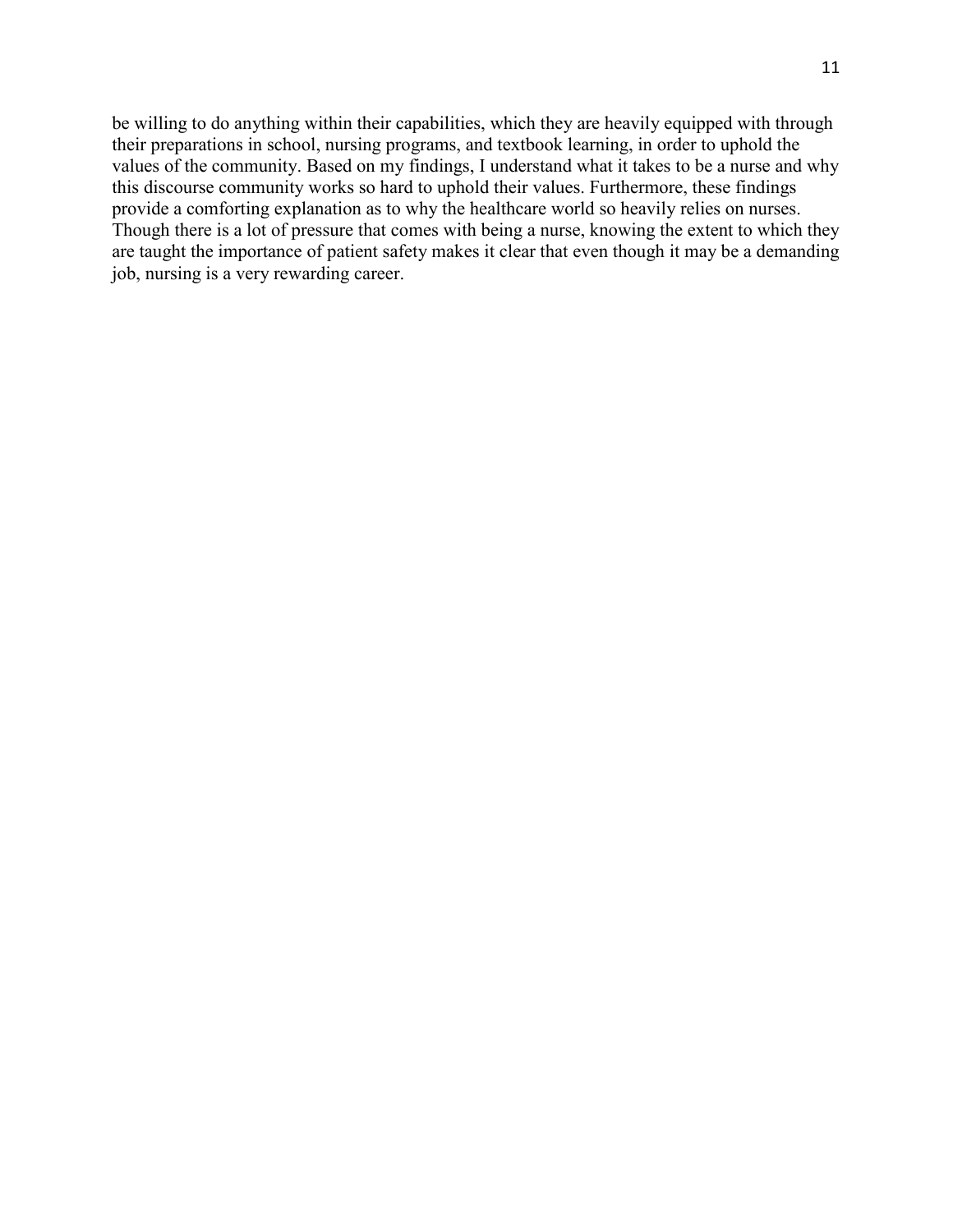be willing to do anything within their capabilities, which they are heavily equipped with through their preparations in school, nursing programs, and textbook learning, in order to uphold the values of the community. Based on my findings, I understand what it takes to be a nurse and why this discourse community works so hard to uphold their values. Furthermore, these findings provide a comforting explanation as to why the healthcare world so heavily relies on nurses. Though there is a lot of pressure that comes with being a nurse, knowing the extent to which they are taught the importance of patient safety makes it clear that even though it may be a demanding job, nursing is a very rewarding career.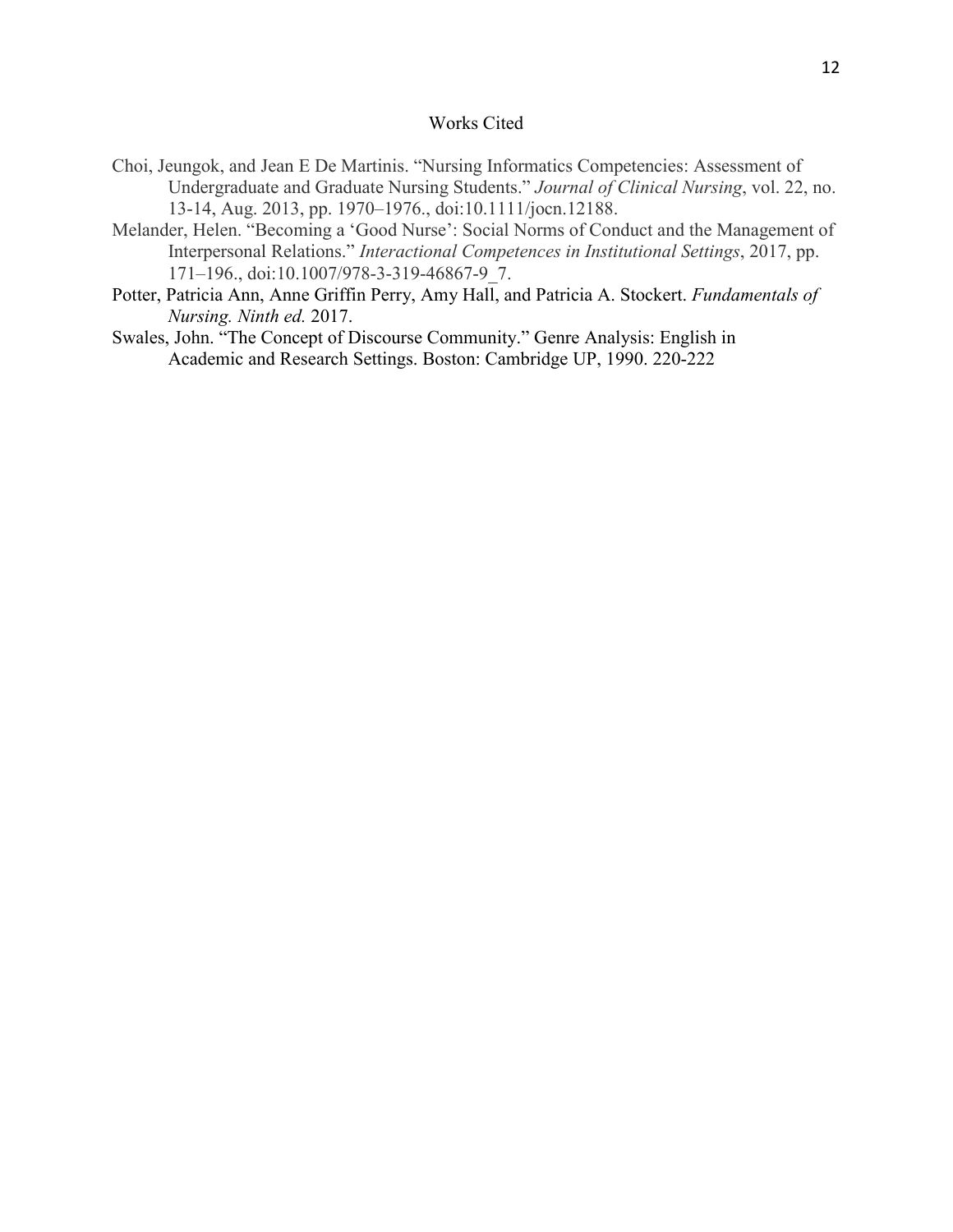# Works Cited

Choi, Jeungok, and Jean E De Martinis. "Nursing Informatics Competencies: Assessment of Undergraduate and Graduate Nursing Students." *Journal of Clinical Nursing*, vol. 22, no. 13-14, Aug. 2013, pp. 1970–1976., doi:10.1111/jocn.12188.

Melander, Helen. "Becoming a 'Good Nurse': Social Norms of Conduct and the Management of Interpersonal Relations." *Interactional Competences in Institutional Settings*, 2017, pp. 171–196., doi:10.1007/978-3-319-46867-9_7.

Potter, Patricia Ann, Anne Griffin Perry, Amy Hall, and Patricia A. Stockert. *Fundamentals of Nursing. Ninth ed.* 2017.

Swales, John. "The Concept of Discourse Community." Genre Analysis: English in Academic and Research Settings. Boston: Cambridge UP, 1990. 220-222